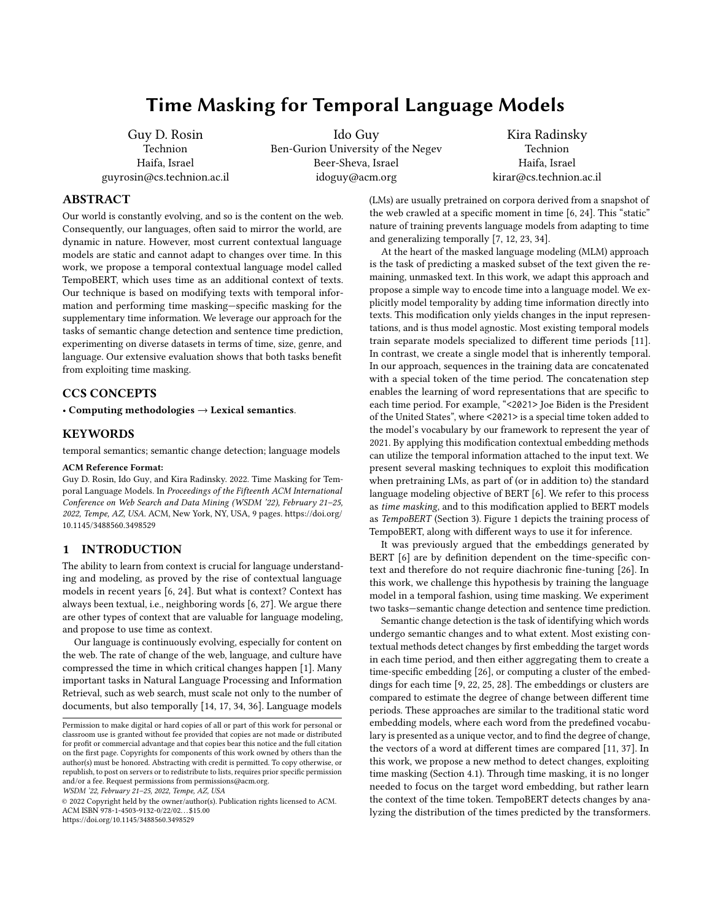# Time Masking for Temporal Language Models

Guy D. Rosin
Technion
Haifa, Israel
guyrosin@cs.technion.ac.il

Ido Guy
Ben-Gurion University of the Negev
Beer-Sheva, Israel
idoguy@acm.org

Kira Radinsky
Technion
Haifa, Israel
kirar@cs.technion.ac.il

## ABSTRACT

Our world is constantly evolving, and so is the content on the web. Consequently, our languages, often said to mirror the world, are dynamic in nature. However, most current contextual language models are static and cannot adapt to changes over time. In this work, we propose a temporal contextual language model called TempoBERT, which uses time as an additional context of texts. Our technique is based on modifying texts with temporal information and performing time masking—specific masking for the supplementary time information. We leverage our approach for the tasks of semantic change detection and sentence time prediction, experimenting on diverse datasets in terms of time, size, genre, and language. Our extensive evaluation shows that both tasks benefit from exploiting time masking.

## CCS CONCEPTS

• **Computing methodologies → Lexical semantics**.

## KEYWORDS

temporal semantics; semantic change detection; language models

**ACM Reference Format:**
Guy D. Rosin, Ido Guy, and Kira Radinsky. 2022. Time Masking for Temporal Language Models. In *Proceedings of the Fifteenth ACM International Conference on Web Search and Data Mining (WSDM '22), February 21–25, 2022, Tempe, AZ, USA.* ACM, New York, NY, USA, 9 pages. https://doi.org/10.1145/3488560.3498529

## 1 INTRODUCTION

The ability to learn from context is crucial for language understanding and modeling, as proved by the rise of contextual language models in recent years [6, 24]. But what is context? Context has always been textual, i.e., neighboring words [6, 27]. We argue there are other types of context that are valuable for language modeling, and propose to use time as context.

Our language is continuously evolving, especially for content on the web. The rate of change of the web, language, and culture have compressed the time in which critical changes happen [1]. Many important tasks in Natural Language Processing and Information Retrieval, such as web search, must scale not only to the number of documents, but also temporally [14, 17, 34, 36]. Language models (LMs) are usually pretrained on corpora derived from a snapshot of the web crawled at a specific moment in time [6, 24]. This "static" nature of training prevents language models from adapting to time and generalizing temporally [7, 12, 23, 34].

At the heart of the masked language modeling (MLM) approach is the task of predicting a masked subset of the text given the remaining, unmasked text. In this work, we adapt this approach and propose a simple way to encode time into a language model. We explicitly model temporality by adding time information directly into texts. This modification only yields changes in the input representations, and is thus model agnostic. Most existing temporal models train separate models specialized to different time periods [11]. In contrast, we create a single model that is inherently temporal. In our approach, sequences in the training data are concatenated with a special token of the time period. The concatenation step enables the learning of word representations that are specific to each time period. For example, "<2021> Joe Biden is the President of the United States", where <2021> is a special time token added to the model's vocabulary by our framework to represent the year of 2021. By applying this modification contextual embedding methods can utilize the temporal information attached to the input text. We present several masking techniques to exploit this modification when pretraining LMs, as part of (or in addition to) the standard language modeling objective of BERT [6]. We refer to this process as *time masking*, and to this modification applied to BERT models as *TempoBERT* (Section 3). Figure 1 depicts the training process of TempoBERT, along with different ways to use it for inference.

It was previously argued that the embeddings generated by BERT [6] are by definition dependent on the time-specific context and therefore do not require diachronic fine-tuning [26]. In this work, we challenge this hypothesis by training the language model in a temporal fashion, using time masking. We experiment two tasks—semantic change detection and sentence time prediction.

Semantic change detection is the task of identifying which words undergo semantic changes and to what extent. Most existing contextual methods detect changes by first embedding the target words in each time period, and then either aggregating them to create a time-specific embedding [26], or computing a cluster of the embeddings for each time [9, 22, 25, 28]. The embeddings or clusters are compared to estimate the degree of change between different time periods. These approaches are similar to the traditional static word embedding models, where each word from the predefined vocabulary is presented as a unique vector, and to find the degree of change, the vectors of a word at different times are compared [11, 37]. In this work, we propose a new method to detect changes, exploiting time masking (Section 4.1). Through time masking, it is no longer needed to focus on the target word embedding, but rather learn the context of the time token. TempoBERT detects changes by analyzing the distribution of the times predicted by the transformers.

Permission to make digital or hard copies of all or part of this work for personal or classroom use is granted without fee provided that copies are not made or distributed for profit or commercial advantage and that copies bear this notice and the full citation on the first page. Copyrights for components of this work owned by others than the author(s) must be honored. Abstracting with credit is permitted. To copy otherwise, or republish, to post on servers or to redistribute to lists, requires prior specific permission and/or a fee. Request permissions from permissions@acm.org.
*WSDM '22, February 21–25, 2022, Tempe, AZ, USA*
© 2022 Copyright held by the owner/author(s). Publication rights licensed to ACM.
ACM ISBN 978-1-4503-9132-0/22/02…$15.00
https://doi.org/10.1145/3488560.3498529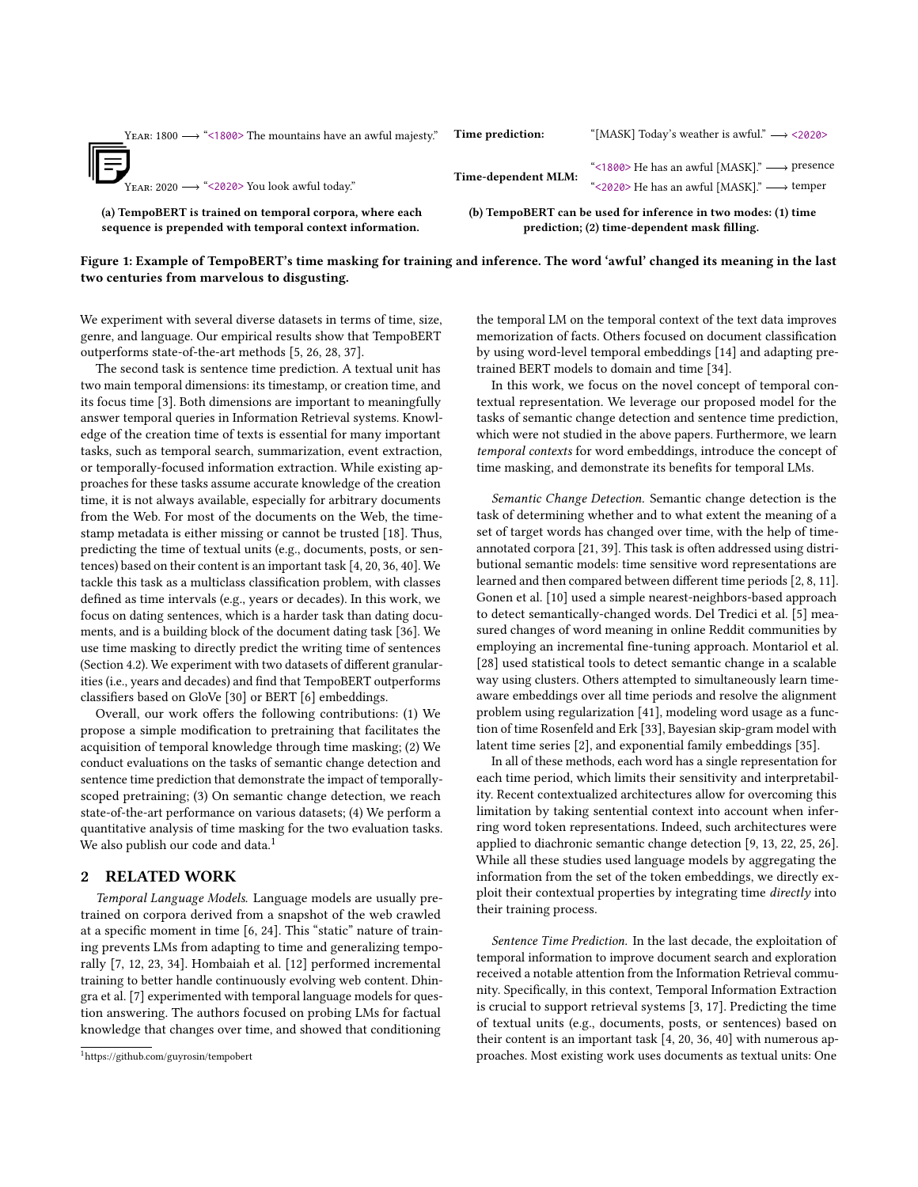Year: 1800 ⟶ "<1800> The mountains have an awful majesty."

Year: 2020 ⟶ "<2020> You look awful today."

**(a) TempoBERT is trained on temporal corpora, where each sequence is prepended with temporal context information.**

**Time prediction:** "[MASK] Today's weather is awful." ⟶ <2020>

**Time-dependent MLM:** "<1800> He has an awful [MASK]." ⟶ presence

"<2020> He has an awful [MASK]." ⟶ temper

**(b) TempoBERT can be used for inference in two modes: (1) time prediction; (2) time-dependent mask filling.**

**Figure 1: Example of TempoBERT's time masking for training and inference. The word 'awful' changed its meaning in the last two centuries from marvelous to disgusting.**

We experiment with several diverse datasets in terms of time, size, genre, and language. Our empirical results show that TempoBERT outperforms state-of-the-art methods [5, 26, 28, 37].

The second task is sentence time prediction. A textual unit has two main temporal dimensions: its timestamp, or creation time, and its focus time [3]. Both dimensions are important to meaningfully answer temporal queries in Information Retrieval systems. Knowledge of the creation time of texts is essential for many important tasks, such as temporal search, summarization, event extraction, or temporally-focused information extraction. While existing approaches for these tasks assume accurate knowledge of the creation time, it is not always available, especially for arbitrary documents from the Web. For most of the documents on the Web, the timestamp metadata is either missing or cannot be trusted [18]. Thus, predicting the time of textual units (e.g., documents, posts, or sentences) based on their content is an important task [4, 20, 36, 40]. We tackle this task as a multiclass classification problem, with classes defined as time intervals (e.g., years or decades). In this work, we focus on dating sentences, which is a harder task than dating documents, and is a building block of the document dating task [36]. We use time masking to directly predict the writing time of sentences (Section 4.2). We experiment with two datasets of different granularities (i.e., years and decades) and find that TempoBERT outperforms classifiers based on GloVe [30] or BERT [6] embeddings.

Overall, our work offers the following contributions: (1) We propose a simple modification to pretraining that facilitates the acquisition of temporal knowledge through time masking; (2) We conduct evaluations on the tasks of semantic change detection and sentence time prediction that demonstrate the impact of temporally-scoped pretraining; (3) On semantic change detection, we reach state-of-the-art performance on various datasets; (4) We perform a quantitative analysis of time masking for the two evaluation tasks. We also publish our code and data.[1]

## 2 RELATED WORK

*Temporal Language Models.* Language models are usually pretrained on corpora derived from a snapshot of the web crawled at a specific moment in time [6, 24]. This "static" nature of training prevents LMs from adapting to time and generalizing temporally [7, 12, 23, 34]. Hombaiah et al. [12] performed incremental training to better handle continuously evolving web content. Dhingra et al. [7] experimented with temporal language models for question answering. The authors focused on probing LMs for factual knowledge that changes over time, and showed that conditioning the temporal LM on the temporal context of the text data improves memorization of facts. Others focused on document classification by using word-level temporal embeddings [14] and adapting pretrained BERT models to domain and time [34].

In this work, we focus on the novel concept of temporal contextual representation. We leverage our proposed model for the tasks of semantic change detection and sentence time prediction, which were not studied in the above papers. Furthermore, we learn *temporal contexts* for word embeddings, introduce the concept of time masking, and demonstrate its benefits for temporal LMs.

*Semantic Change Detection.* Semantic change detection is the task of determining whether and to what extent the meaning of a set of target words has changed over time, with the help of time-annotated corpora [21, 39]. This task is often addressed using distributional semantic models: time sensitive word representations are learned and then compared between different time periods [2, 8, 11]. Gonen et al. [10] used a simple nearest-neighbors-based approach to detect semantically-changed words. Del Tredici et al. [5] measured changes of word meaning in online Reddit communities by employing an incremental fine-tuning approach. Montariol et al. [28] used statistical tools to detect semantic change in a scalable way using clusters. Others attempted to simultaneously learn time-aware embeddings over all time periods and resolve the alignment problem using regularization [41], modeling word usage as a function of time Rosenfeld and Erk [33], Bayesian skip-gram model with latent time series [2], and exponential family embeddings [35].

In all of these methods, each word has a single representation for each time period, which limits their sensitivity and interpretability. Recent contextualized architectures allow for overcoming this limitation by taking sentential context into account when inferring word token representations. Indeed, such architectures were applied to diachronic semantic change detection [9, 13, 22, 25, 26]. While all these studies used language models by aggregating the information from the set of the token embeddings, we directly exploit their contextual properties by integrating time *directly* into their training process.

*Sentence Time Prediction.* In the last decade, the exploitation of temporal information to improve document search and exploration received a notable attention from the Information Retrieval community. Specifically, in this context, Temporal Information Extraction is crucial to support retrieval systems [3, 17]. Predicting the time of textual units (e.g., documents, posts, or sentences) based on their content is an important task [4, 20, 36, 40] with numerous approaches. Most existing work uses documents as textual units: One

[1] https://github.com/guyrosin/tempobert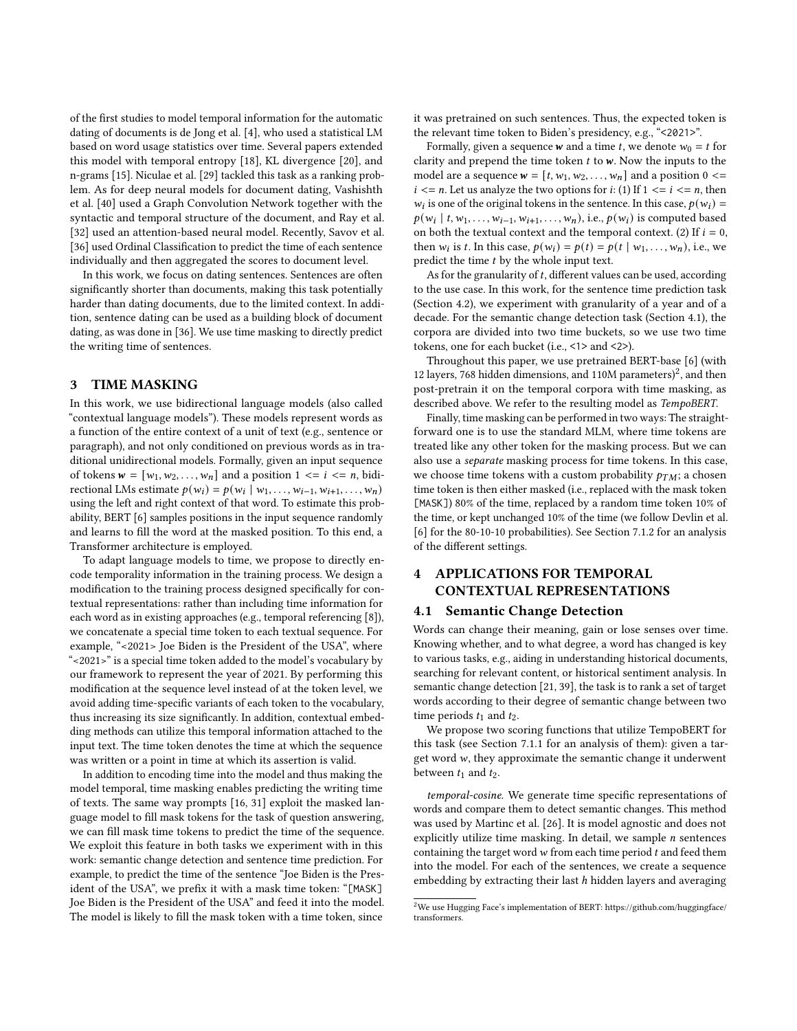of the first studies to model temporal information for the automatic dating of documents is de Jong et al. [4], who used a statistical LM based on word usage statistics over time. Several papers extended this model with temporal entropy [18], KL divergence [20], and n-grams [15]. Niculae et al. [29] tackled this task as a ranking problem. As for deep neural models for document dating, Vashishth et al. [40] used a Graph Convolution Network together with the syntactic and temporal structure of the document, and Ray et al. [32] used an attention-based neural model. Recently, Savov et al. [36] used Ordinal Classification to predict the time of each sentence individually and then aggregated the scores to document level.

In this work, we focus on dating sentences. Sentences are often significantly shorter than documents, making this task potentially harder than dating documents, due to the limited context. In addition, sentence dating can be used as a building block of document dating, as was done in [36]. We use time masking to directly predict the writing time of sentences.

## 3 TIME MASKING

In this work, we use bidirectional language models (also called "contextual language models"). These models represent words as a function of the entire context of a unit of text (e.g., sentence or paragraph), and not only conditioned on previous words as in traditional unidirectional models. Formally, given an input sequence of tokens $\boldsymbol{w} = [w_1, w_2, \dots, w_n]$ and a position $1 <= i <= n$, bidirectional LMs estimate $p(w_i) = p(w_i \mid w_1, \dots, w_{i-1}, w_{i+1}, \dots, w_n)$ using the left and right context of that word. To estimate this probability, BERT [6] samples positions in the input sequence randomly and learns to fill the word at the masked position. To this end, a Transformer architecture is employed.

To adapt language models to time, we propose to directly encode temporality information in the training process. We design a modification to the training process designed specifically for contextual representations: rather than including time information for each word as in existing approaches (e.g., temporal referencing [8]), we concatenate a special time token to each textual sequence. For example, "<2021> Joe Biden is the President of the USA", where "<2021>" is a special time token added to the model's vocabulary by our framework to represent the year of 2021. By performing this modification at the sequence level instead of at the token level, we avoid adding time-specific variants of each token to the vocabulary, thus increasing its size significantly. In addition, contextual embedding methods can utilize this temporal information attached to the input text. The time token denotes the time at which the sequence was written or a point in time at which its assertion is valid.

In addition to encoding time into the model and thus making the model temporal, time masking enables predicting the writing time of texts. The same way prompts [16, 31] exploit the masked language model to fill mask tokens for the task of question answering, we can fill mask time tokens to predict the time of the sequence. We exploit this feature in both tasks we experiment with in this work: semantic change detection and sentence time prediction. For example, to predict the time of the sentence "Joe Biden is the President of the USA", we prefix it with a mask time token: "[MASK] Joe Biden is the President of the USA" and feed it into the model. The model is likely to fill the mask token with a time token, since it was pretrained on such sentences. Thus, the expected token is the relevant time token to Biden's presidency, e.g., "<2021>".

Formally, given a sequence $\boldsymbol{w}$ and a time $t$, we denote $w_0 = t$ for clarity and prepend the time token $t$ to $\boldsymbol{w}$. Now the inputs to the model are a sequence $\boldsymbol{w} = [t, w_1, w_2, \dots, w_n]$ and a position $0 <= i <= n$. Let us analyze the two options for $i$: (1) If $1 <= i <= n$, then $w_i$ is one of the original tokens in the sentence. In this case, $p(w_i) = p(w_i \mid t, w_1, \dots, w_{i-1}, w_{i+1}, \dots, w_n)$, i.e., $p(w_i)$ is computed based on both the textual context and the temporal context. (2) If $i = 0$, then $w_i$ is $t$. In this case, $p(w_i) = p(t) = p(t \mid w_1, \dots, w_n)$, i.e., we predict the time $t$ by the whole input text.

As for the granularity of $t$, different values can be used, according to the use case. In this work, for the sentence time prediction task (Section 4.2), we experiment with granularity of a year and of a decade. For the semantic change detection task (Section 4.1), the corpora are divided into two time buckets, so we use two time tokens, one for each bucket (i.e., <1> and <2>).

Throughout this paper, we use pretrained BERT-base [6] (with 12 layers, 768 hidden dimensions, and 110M parameters)[2], and then post-pretrain it on the temporal corpora with time masking, as described above. We refer to the resulting model as *TempoBERT*.

Finally, time masking can be performed in two ways: The straightforward one is to use the standard MLM, where time tokens are treated like any other token for the masking process. But we can also use a *separate* masking process for time tokens. In this case, we choose time tokens with a custom probability $p_{TM}$; a chosen time token is then either masked (i.e., replaced with the mask token [MASK]) 80% of the time, replaced by a random time token 10% of the time, or kept unchanged 10% of the time (we follow Devlin et al. [6] for the 80-10-10 probabilities). See Section 7.1.2 for an analysis of the different settings.

## 4 APPLICATIONS FOR TEMPORAL CONTEXTUAL REPRESENTATIONS

### 4.1 Semantic Change Detection

Words can change their meaning, gain or lose senses over time. Knowing whether, and to what degree, a word has changed is key to various tasks, e.g., aiding in understanding historical documents, searching for relevant content, or historical sentiment analysis. In semantic change detection [21, 39], the task is to rank a set of target words according to their degree of semantic change between two time periods $t_1$ and $t_2$.

We propose two scoring functions that utilize TempoBERT for this task (see Section 7.1.1 for an analysis of them): given a target word $w$, they approximate the semantic change it underwent between $t_1$ and $t_2$.

*temporal-cosine.* We generate time specific representations of words and compare them to detect semantic changes. This method was used by Martinc et al. [26]. It is model agnostic and does not explicitly utilize time masking. In detail, we sample $n$ sentences containing the target word $w$ from each time period $t$ and feed them into the model. For each of the sentences, we create a sequence embedding by extracting their last $h$ hidden layers and averaging

[2] We use Hugging Face's implementation of BERT: https://github.com/huggingface/transformers.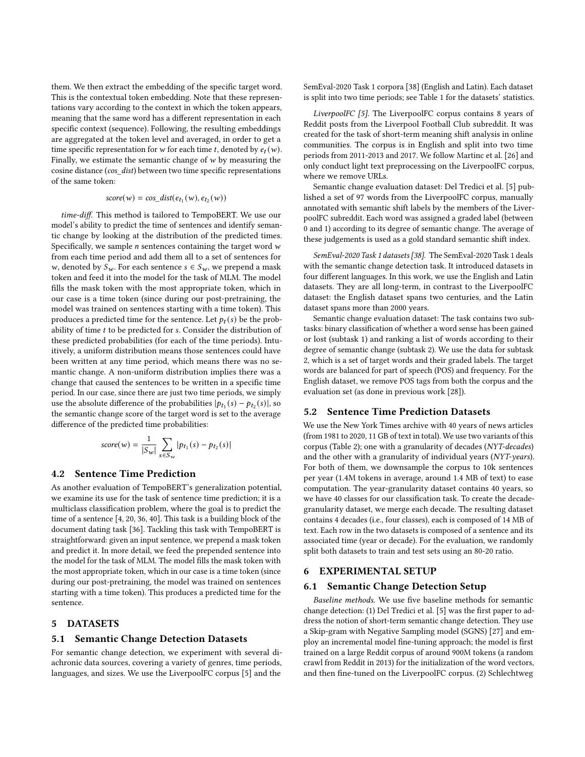them. We then extract the embedding of the specific target word. This is the contextual token embedding. Note that these representations vary according to the context in which the token appears, meaning that the same word has a different representation in each specific context (sequence). Following, the resulting embeddings are aggregated at the token level and averaged, in order to get a time specific representation for $w$ for each time $t$, denoted by $e_t(w)$. Finally, we estimate the semantic change of $w$ by measuring the cosine distance (*cos_dist*) between two time specific representations of the same token:

$$score(w) = cos\_dist(e_{t_1}(w), e_{t_2}(w))$$

*time-diff.* This method is tailored to TempoBERT. We use our model's ability to predict the time of sentences and identify semantic change by looking at the distribution of the predicted times. Specifically, we sample $n$ sentences containing the target word $w$ from each time period and add them all to a set of sentences for $w$, denoted by $S_w$. For each sentence $s \in S_w$, we prepend a mask token and feed it into the model for the task of MLM. The model fills the mask token with the most appropriate token, which in our case is a time token (since during our post-pretraining, the model was trained on sentences starting with a time token). This produces a predicted time for the sentence. Let $p_t(s)$ be the probability of time $t$ to be predicted for $s$. Consider the distribution of these predicted probabilities (for each of the time periods). Intuitively, a uniform distribution means those sentences could have been written at any time period, which means there was no semantic change. A non-uniform distribution implies there was a change that caused the sentences to be written in a specific time period. In our case, since there are just two time periods, we simply use the absolute difference of the probabilities $|p_{t_1}(s) - p_{t_2}(s)|$, so the semantic change score of the target word is set to the average difference of the predicted time probabilities:

$$score(w) = \frac{1}{|S_w|} \sum_{s \in S_w} |p_{t_1}(s) - p_{t_2}(s)|$$

### 4.2 Sentence Time Prediction

As another evaluation of TempoBERT's generalization potential, we examine its use for the task of sentence time prediction; it is a multiclass classification problem, where the goal is to predict the time of a sentence [4, 20, 36, 40]. This task is a building block of the document dating task [36]. Tackling this task with TempoBERT is straightforward: given an input sentence, we prepend a mask token and predict it. In more detail, we feed the prepended sentence into the model for the task of MLM. The model fills the mask token with the most appropriate token, which in our case is a time token (since during our post-pretraining, the model was trained on sentences starting with a time token). This produces a predicted time for the sentence.

## 5 DATASETS

### 5.1 Semantic Change Detection Datasets

For semantic change detection, we experiment with several diachronic data sources, covering a variety of genres, time periods, languages, and sizes. We use the LiverpoolFC corpus [5] and the SemEval-2020 Task 1 corpora [38] (English and Latin). Each dataset is split into two time periods; see Table 1 for the datasets' statistics.

*LiverpoolFC [5].* The LiverpoolFC corpus contains 8 years of Reddit posts from the Liverpool Football Club subreddit. It was created for the task of short-term meaning shift analysis in online communities. The corpus is in English and split into two time periods from 2011-2013 and 2017. We follow Martinc et al. [26] and only conduct light text preprocessing on the LiverpoolFC corpus, where we remove URLs.

Semantic change evaluation dataset: Del Tredici et al. [5] published a set of 97 words from the LiverpoolFC corpus, manually annotated with semantic shift labels by the members of the LiverpoolFC subreddit. Each word was assigned a graded label (between 0 and 1) according to its degree of semantic change. The average of these judgements is used as a gold standard semantic shift index.

*SemEval-2020 Task 1 datasets [38].* The SemEval-2020 Task 1 deals with the semantic change detection task. It introduced datasets in four different languages. In this work, we use the English and Latin datasets. They are all long-term, in contrast to the LiverpoolFC dataset: the English dataset spans two centuries, and the Latin dataset spans more than 2000 years.

Semantic change evaluation dataset: The task contains two subtasks: binary classification of whether a word sense has been gained or lost (subtask 1) and ranking a list of words according to their degree of semantic change (subtask 2). We use the data for subtask 2, which is a set of target words and their graded labels. The target words are balanced for part of speech (POS) and frequency. For the English dataset, we remove POS tags from both the corpus and the evaluation set (as done in previous work [28]).

### 5.2 Sentence Time Prediction Datasets

We use the New York Times archive with 40 years of news articles (from 1981 to 2020, 11 GB of text in total). We use two variants of this corpus (Table 2); one with a granularity of decades (*NYT-decades*) and the other with a granularity of individual years (*NYT-years*). For both of them, we downsample the corpus to 10k sentences per year (1.4M tokens in average, around 1.4 MB of text) to ease computation. The year-granularity dataset contains 40 years, so we have 40 classes for our classification task. To create the decade-granularity dataset, we merge each decade. The resulting dataset contains 4 decades (i.e., four classes), each is composed of 14 MB of text. Each row in the two datasets is composed of a sentence and its associated time (year or decade). For the evaluation, we randomly split both datasets to train and test sets using an 80-20 ratio.

## 6 EXPERIMENTAL SETUP

### 6.1 Semantic Change Detection Setup

*Baseline methods.* We use five baseline methods for semantic change detection: (1) Del Tredici et al. [5] was the first paper to address the notion of short-term semantic change detection. They use a Skip-gram with Negative Sampling model (SGNS) [27] and employ an incremental model fine-tuning approach; the model is first trained on a large Reddit corpus of around 900M tokens (a random crawl from Reddit in 2013) for the initialization of the word vectors, and then fine-tuned on the LiverpoolFC corpus. (2) Schlechtweg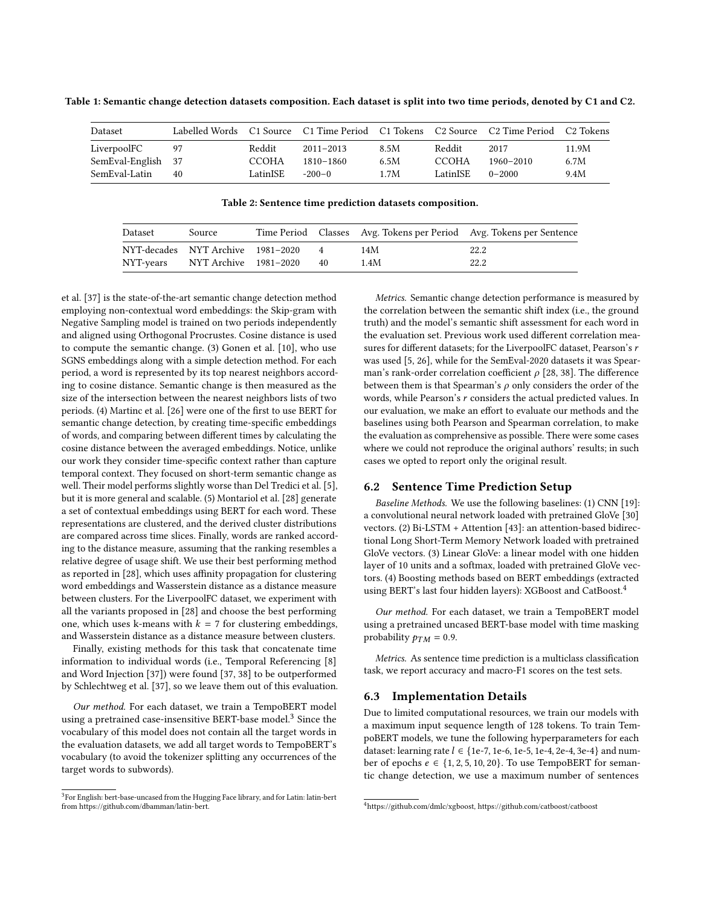Table 1: Semantic change detection datasets composition. Each dataset is split into two time periods, denoted by C1 and C2.

| Dataset | Labelled Words | C1 Source | C1 Time Period | C1 Tokens | C2 Source | C2 Time Period | C2 Tokens |
|---|---|---|---|---|---|---|---|
| LiverpoolFC | 97 | Reddit | 2011–2013 | 8.5M | Reddit | 2017 | 11.9M |
| SemEval-English | 37 | CCOHA | 1810–1860 | 6.5M | CCOHA | 1960–2010 | 6.7M |
| SemEval-Latin | 40 | LatinISE | -200–0 | 1.7M | LatinISE | 0–2000 | 9.4M |

Table 2: Sentence time prediction datasets composition.

| Dataset | Source | Time Period | Classes | Avg. Tokens per Period | Avg. Tokens per Sentence |
|---|---|---|---|---|---|
| NYT-decades | NYT Archive | 1981–2020 | 4 | 14M | 22.2 |
| NYT-years | NYT Archive | 1981–2020 | 40 | 1.4M | 22.2 |

et al. [37] is the state-of-the-art semantic change detection method employing non-contextual word embeddings: the Skip-gram with Negative Sampling model is trained on two periods independently and aligned using Orthogonal Procrustes. Cosine distance is used to compute the semantic change. (3) Gonen et al. [10], who use SGNS embeddings along with a simple detection method. For each period, a word is represented by its top nearest neighbors according to cosine distance. Semantic change is then measured as the size of the intersection between the nearest neighbors lists of two periods. (4) Martinc et al. [26] were one of the first to use BERT for semantic change detection, by creating time-specific embeddings of words, and comparing between different times by calculating the cosine distance between the averaged embeddings. Notice, unlike our work they consider time-specific context rather than capture temporal context. They focused on short-term semantic change as well. Their model performs slightly worse than Del Tredici et al. [5], but it is more general and scalable. (5) Montariol et al. [28] generate a set of contextual embeddings using BERT for each word. These representations are clustered, and the derived cluster distributions are compared across time slices. Finally, words are ranked according to the distance measure, assuming that the ranking resembles a relative degree of usage shift. We use their best performing method as reported in [28], which uses affinity propagation for clustering word embeddings and Wasserstein distance as a distance measure between clusters. For the LiverpoolFC dataset, we experiment with all the variants proposed in [28] and choose the best performing one, which uses k-means with $k = 7$ for clustering embeddings, and Wasserstein distance as a distance measure between clusters.

Finally, existing methods for this task that concatenate time information to individual words (i.e., Temporal Referencing [8] and Word Injection [37]) were found [37, 38] to be outperformed by Schlechtweg et al. [37], so we leave them out of this evaluation.

*Our method.* For each dataset, we train a TempoBERT model using a pretrained case-insensitive BERT-base model.[3] Since the vocabulary of this model does not contain all the target words in the evaluation datasets, we add all target words to TempoBERT's vocabulary (to avoid the tokenizer splitting any occurrences of the target words to subwords).

*Metrics.* Semantic change detection performance is measured by the correlation between the semantic shift index (i.e., the ground truth) and the model's semantic shift assessment for each word in the evaluation set. Previous work used different correlation measures for different datasets; for the LiverpoolFC dataset, Pearson's $r$ was used [5, 26], while for the SemEval-2020 datasets it was Spearman's rank-order correlation coefficient $\rho$ [28, 38]. The difference between them is that Spearman's $\rho$ only considers the order of the words, while Pearson's $r$ considers the actual predicted values. In our evaluation, we make an effort to evaluate our methods and the baselines using both Pearson and Spearman correlation, to make the evaluation as comprehensive as possible. There were some cases where we could not reproduce the original authors' results; in such cases we opted to report only the original result.

## 6.2 Sentence Time Prediction Setup

*Baseline Methods.* We use the following baselines: (1) CNN [19]: a convolutional neural network loaded with pretrained GloVe [30] vectors. (2) Bi-LSTM + Attention [43]: an attention-based bidirectional Long Short-Term Memory Network loaded with pretrained GloVe vectors. (3) Linear GloVe: a linear model with one hidden layer of 10 units and a softmax, loaded with pretrained GloVe vectors. (4) Boosting methods based on BERT embeddings (extracted using BERT's last four hidden layers): XGBoost and CatBoost.[4]

*Our method.* For each dataset, we train a TempoBERT model using a pretrained uncased BERT-base model with time masking probability $p_{TM} = 0.9$.

*Metrics.* As sentence time prediction is a multiclass classification task, we report accuracy and macro-F1 scores on the test sets.

## 6.3 Implementation Details

Due to limited computational resources, we train our models with a maximum input sequence length of 128 tokens. To train TempoBERT models, we tune the following hyperparameters for each dataset: learning rate $l \in \{1e\text{-}7, 1e\text{-}6, 1e\text{-}5, 1e\text{-}4, 2e\text{-}4, 3e\text{-}4\}$ and number of epochs $e \in \{1, 2, 5, 10, 20\}$. To use TempoBERT for semantic change detection, we use a maximum number of sentences

[3] For English: bert-base-uncased from the Hugging Face library, and for Latin: latin-bert from https://github.com/dbamman/latin-bert.

[4] https://github.com/dmlc/xgboost, https://github.com/catboost/catboost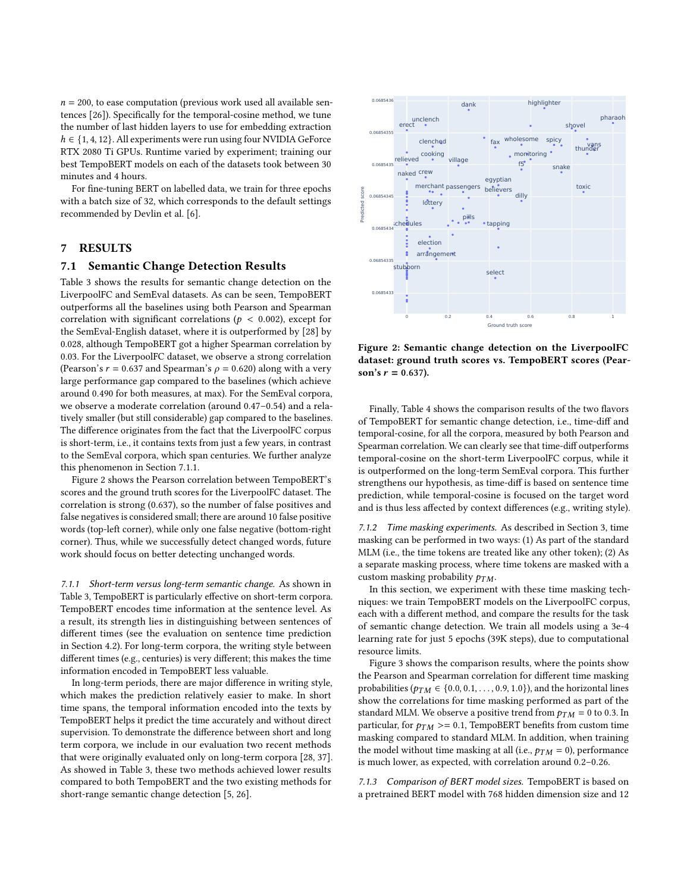$n = 200$, to ease computation (previous work used all available sentences [26]). Specifically for the temporal-cosine method, we tune the number of last hidden layers to use for embedding extraction $h \in \{1, 4, 12\}$. All experiments were run using four NVIDIA GeForce RTX 2080 Ti GPUs. Runtime varied by experiment; training our best TempoBERT models on each of the datasets took between 30 minutes and 4 hours.

For fine-tuning BERT on labelled data, we train for three epochs with a batch size of 32, which corresponds to the default settings recommended by Devlin et al. [6].

# 7 RESULTS

## 7.1 Semantic Change Detection Results

Table 3 shows the results for semantic change detection on the LiverpoolFC and SemEval datasets. As can be seen, TempoBERT outperforms all the baselines using both Pearson and Spearman correlation with significant correlations ($p < 0.002$), except for the SemEval-English dataset, where it is outperformed by [28] by 0.028, although TempoBERT got a higher Spearman correlation by 0.03. For the LiverpoolFC dataset, we observe a strong correlation (Pearson's $r = 0.637$ and Spearman's $\rho = 0.620$) along with a very large performance gap compared to the baselines (which achieve around 0.490 for both measures, at max). For the SemEval corpora, we observe a moderate correlation (around 0.47–0.54) and a relatively smaller (but still considerable) gap compared to the baselines. The difference originates from the fact that the LiverpoolFC corpus is short-term, i.e., it contains texts from just a few years, in contrast to the SemEval corpora, which span centuries. We further analyze this phenomenon in Section 7.1.1.

Figure 2 shows the Pearson correlation between TempoBERT's scores and the ground truth scores for the LiverpoolFC dataset. The correlation is strong (0.637), so the number of false positives and false negatives is considered small; there are around 10 false positive words (top-left corner), while only one false negative (bottom-right corner). Thus, while we successfully detect changed words, future work should focus on better detecting unchanged words.

*7.1.1 Short-term versus long-term semantic change.* As shown in Table 3, TempoBERT is particularly effective on short-term corpora. TempoBERT encodes time information at the sentence level. As a result, its strength lies in distinguishing between sentences of different times (see the evaluation on sentence time prediction in Section 4.2). For long-term corpora, the writing style between different times (e.g., centuries) is very different; this makes the time information encoded in TempoBERT less valuable.

In long-term periods, there are major difference in writing style, which makes the prediction relatively easier to make. In short time spans, the temporal information encoded into the texts by TempoBERT helps it predict the time accurately and without direct supervision. To demonstrate the difference between short and long term corpora, we include in our evaluation two recent methods that were originally evaluated only on long-term corpora [28, 37]. As showed in Table 3, these two methods achieved lower results compared to both TempoBERT and the two existing methods for short-range semantic change detection [5, 26].

**Figure 2: Semantic change detection on the LiverpoolFC dataset: ground truth scores vs. TempoBERT scores (Pearson's $r = 0.637$).**

Finally, Table 4 shows the comparison results of the two flavors of TempoBERT for semantic change detection, i.e., time-diff and temporal-cosine, for all the corpora, measured by both Pearson and Spearman correlation. We can clearly see that time-diff outperforms temporal-cosine on the short-term LiverpoolFC corpus, while it is outperformed on the long-term SemEval corpora. This further strengthens our hypothesis, as time-diff is based on sentence time prediction, while temporal-cosine is focused on the target word and is thus less affected by context differences (e.g., writing style).

*7.1.2 Time masking experiments.* As described in Section 3, time masking can be performed in two ways: (1) As part of the standard MLM (i.e., the time tokens are treated like any other token); (2) As a separate masking process, where time tokens are masked with a custom masking probability $p_{TM}$.

In this section, we experiment with these time masking techniques: we train TempoBERT models on the LiverpoolFC corpus, each with a different method, and compare the results for the task of semantic change detection. We train all models using a 3e-4 learning rate for just 5 epochs (39K steps), due to computational resource limits.

Figure 3 shows the comparison results, where the points show the Pearson and Spearman correlation for different time masking probabilities ($p_{TM} \in \{0.0, 0.1, \ldots, 0.9, 1.0\}$), and the horizontal lines show the correlations for time masking performed as part of the standard MLM. We observe a positive trend from $p_{TM} = 0$ to 0.3. In particular, for $p_{TM} >= 0.1$, TempoBERT benefits from custom time masking compared to standard MLM. In addition, when training the model without time masking at all (i.e., $p_{TM} = 0$), performance is much lower, as expected, with correlation around 0.2–0.26.

*7.1.3 Comparison of BERT model sizes.* TempoBERT is based on a pretrained BERT model with 768 hidden dimension size and 12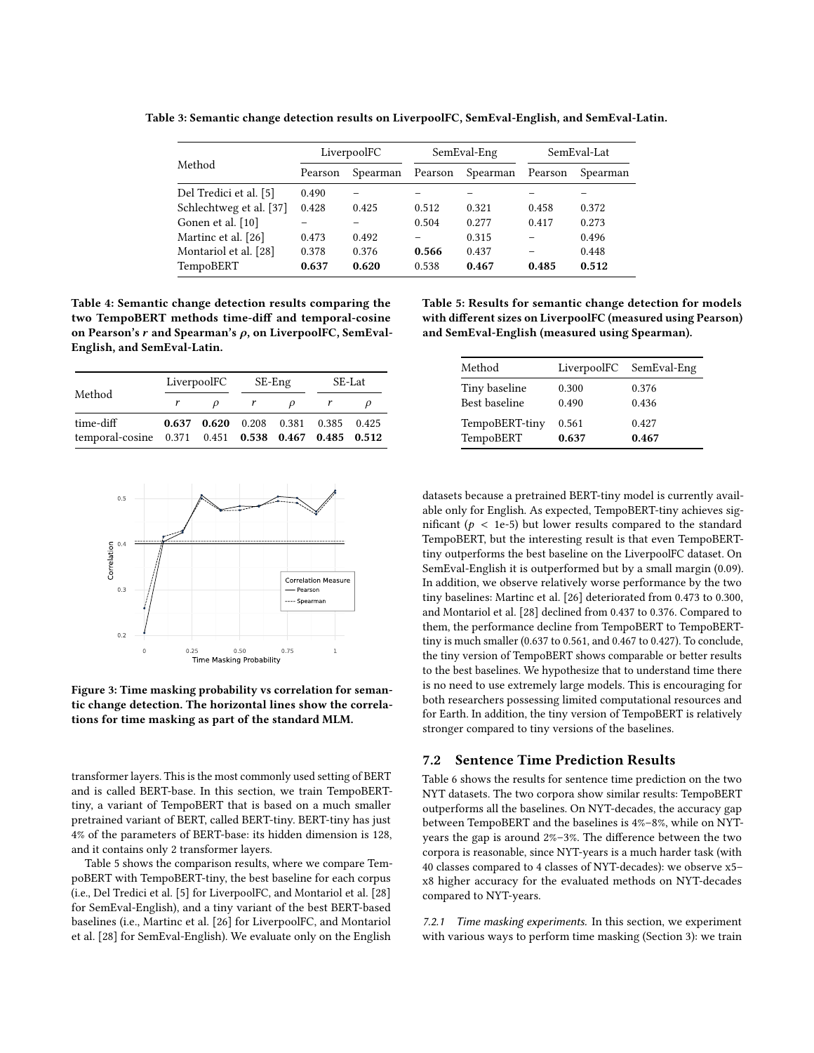Table 3: Semantic change detection results on LiverpoolFC, SemEval-English, and SemEval-Latin.

| Method | LiverpoolFC | | SemEval-Eng | | SemEval-Lat | |
|---|---|---|---|---|---|---|
| | Pearson | Spearman | Pearson | Spearman | Pearson | Spearman |
| Del Tredici et al. [5] | 0.490 | – | – | – | – | – |
| Schlechtweg et al. [37] | 0.428 | 0.425 | 0.512 | 0.321 | 0.458 | 0.372 |
| Gonen et al. [10] | – | – | 0.504 | 0.277 | 0.417 | 0.273 |
| Martinc et al. [26] | 0.473 | 0.492 | – | 0.315 | – | 0.496 |
| Montariol et al. [28] | 0.378 | 0.376 | **0.566** | 0.437 | – | 0.448 |
| TempoBERT | **0.637** | **0.620** | 0.538 | **0.467** | **0.485** | **0.512** |

**Table 4: Semantic change detection results comparing the two TempoBERT methods time-diff and temporal-cosine on Pearson's $r$ and Spearman's $\rho$, on LiverpoolFC, SemEval-English, and SemEval-Latin.**

| Method | LiverpoolFC | | SE-Eng | | SE-Lat | |
|---|---|---|---|---|---|---|
| | $r$ | $\rho$ | $r$ | $\rho$ | $r$ | $\rho$ |
| time-diff | **0.637** | **0.620** | 0.208 | 0.381 | 0.385 | 0.425 |
| temporal-cosine | 0.371 | 0.451 | **0.538** | **0.467** | **0.485** | **0.512** |

**Figure 3: Time masking probability vs correlation for semantic change detection. The horizontal lines show the correlations for time masking as part of the standard MLM.**

transformer layers. This is the most commonly used setting of BERT and is called BERT-base. In this section, we train TempoBERT-tiny, a variant of TempoBERT that is based on a much smaller pretrained variant of BERT, called BERT-tiny. BERT-tiny has just 4% of the parameters of BERT-base: its hidden dimension is 128, and it contains only 2 transformer layers.

Table 5 shows the comparison results, where we compare TempoBERT with TempoBERT-tiny, the best baseline for each corpus (i.e., Del Tredici et al. [5] for LiverpoolFC, and Montariol et al. [28] for SemEval-English), and a tiny variant of the best BERT-based baselines (i.e., Martinc et al. [26] for LiverpoolFC, and Montariol et al. [28] for SemEval-English). We evaluate only on the English

**Table 5: Results for semantic change detection for models with different sizes on LiverpoolFC (measured using Pearson) and SemEval-English (measured using Spearman).**

| Method | LiverpoolFC | SemEval-Eng |
|---|---|---|
| Tiny baseline | 0.300 | 0.376 |
| Best baseline | 0.490 | 0.436 |
| TempoBERT-tiny | 0.561 | 0.427 |
| TempoBERT | **0.637** | **0.467** |

datasets because a pretrained BERT-tiny model is currently available only for English. As expected, TempoBERT-tiny achieves significant ($p$ < 1e-5) but lower results compared to the standard TempoBERT, but the interesting result is that even TempoBERT-tiny outperforms the best baseline on the LiverpoolFC dataset. On SemEval-English it is outperformed but by a small margin (0.09). In addition, we observe relatively worse performance by the two tiny baselines: Martinc et al. [26] deteriorated from 0.473 to 0.300, and Montariol et al. [28] declined from 0.437 to 0.376. Compared to them, the performance decline from TempoBERT to TempoBERT-tiny is much smaller (0.637 to 0.561, and 0.467 to 0.427). To conclude, the tiny version of TempoBERT shows comparable or better results to the best baselines. We hypothesize that to understand time there is no need to use extremely large models. This is encouraging for both researchers possessing limited computational resources and for Earth. In addition, the tiny version of TempoBERT is relatively stronger compared to tiny versions of the baselines.

## 7.2 Sentence Time Prediction Results

Table 6 shows the results for sentence time prediction on the two NYT datasets. The two corpora show similar results: TempoBERT outperforms all the baselines. On NYT-decades, the accuracy gap between TempoBERT and the baselines is 4%–8%, while on NYT-years the gap is around 2%–3%. The difference between the two corpora is reasonable, since NYT-years is a much harder task (with 40 classes compared to 4 classes of NYT-decades): we observe x5–x8 higher accuracy for the evaluated methods on NYT-decades compared to NYT-years.

*7.2.1 Time masking experiments.* In this section, we experiment with various ways to perform time masking (Section 3): we train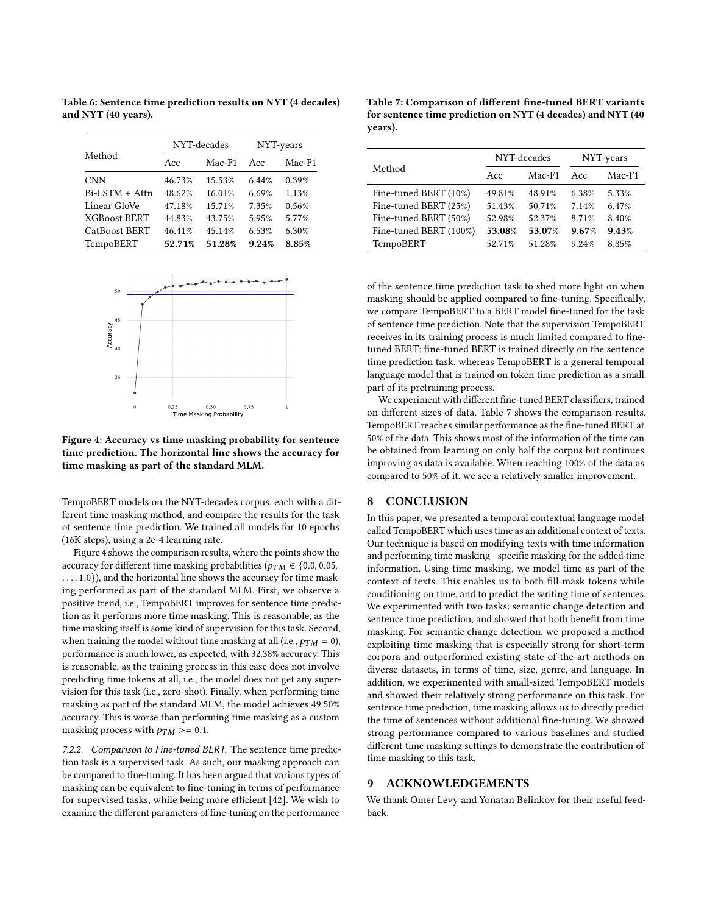**Table 6: Sentence time prediction results on NYT (4 decades) and NYT (40 years).**

| Method | NYT-decades | | NYT-years | |
|---|---|---|---|---|
| | Acc | Mac-F1 | Acc | Mac-F1 |
| CNN | 46.73% | 15.53% | 6.44% | 0.39% |
| Bi-LSTM + Attn | 48.62% | 16.01% | 6.69% | 1.13% |
| Linear GloVe | 47.18% | 15.71% | 7.35% | 0.56% |
| XGBoost BERT | 44.83% | 43.75% | 5.95% | 5.77% |
| CatBoost BERT | 46.41% | 45.14% | 6.53% | 6.30% |
| TempoBERT | **52.71%** | **51.28%** | **9.24%** | **8.85%** |

**Figure 4: Accuracy vs time masking probability for sentence time prediction. The horizontal line shows the accuracy for time masking as part of the standard MLM.**

TempoBERT models on the NYT-decades corpus, each with a different time masking method, and compare the results for the task of sentence time prediction. We trained all models for 10 epochs (16K steps), using a 2e-4 learning rate.

Figure 4 shows the comparison results, where the points show the accuracy for different time masking probabilities ($p_{TM} \in \{0.0, 0.05, \ldots, 1.0\}$), and the horizontal line shows the accuracy for time masking performed as part of the standard MLM. First, we observe a positive trend, i.e., TempoBERT improves for sentence time prediction as it performs more time masking. This is reasonable, as the time masking itself is some kind of supervision for this task. Second, when training the model without time masking at all (i.e., $p_{TM} = 0$), performance is much lower, as expected, with 32.38% accuracy. This is reasonable, as the training process in this case does not involve predicting time tokens at all, i.e., the model does not get any supervision for this task (i.e., zero-shot). Finally, when performing time masking as part of the standard MLM, the model achieves 49.50% accuracy. This is worse than performing time masking as a custom masking process with $p_{TM} >= 0.1$.

#### 7.2.2 *Comparison to Fine-tuned BERT.*

The sentence time prediction task is a supervised task. As such, our masking approach can be compared to fine-tuning. It has been argued that various types of masking can be equivalent to fine-tuning in terms of performance for supervised tasks, while being more efficient [42]. We wish to examine the different parameters of fine-tuning on the performance of the sentence time prediction task to shed more light on when masking should be applied compared to fine-tuning. Specifically, we compare TempoBERT to a BERT model fine-tuned for the task of sentence time prediction. Note that the supervision TempoBERT receives in its training process is much limited compared to fine-tuned BERT; fine-tuned BERT is trained directly on the sentence time prediction task, whereas TempoBERT is a general temporal language model that is trained on token time prediction as a small part of its pretraining process.

We experiment with different fine-tuned BERT classifiers, trained on different sizes of data. Table 7 shows the comparison results. TempoBERT reaches similar performance as the fine-tuned BERT at 50% of the data. This shows most of the information of the time can be obtained from learning on only half the corpus but continues improving as data is available. When reaching 100% of the data as compared to 50% of it, we see a relatively smaller improvement.

**Table 7: Comparison of different fine-tuned BERT variants for sentence time prediction on NYT (4 decades) and NYT (40 years).**

| Method | NYT-decades | | NYT-years | |
|---|---|---|---|---|
| | Acc | Mac-F1 | Acc | Mac-F1 |
| Fine-tuned BERT (10%) | 49.81% | 48.91% | 6.38% | 5.33% |
| Fine-tuned BERT (25%) | 51.43% | 50.71% | 7.14% | 6.47% |
| Fine-tuned BERT (50%) | 52.98% | 52.37% | 8.71% | 8.40% |
| Fine-tuned BERT (100%) | **53.08%** | **53.07%** | **9.67%** | **9.43%** |
| TempoBERT | 52.71% | 51.28% | 9.24% | 8.85% |

## 8 CONCLUSION

In this paper, we presented a temporal contextual language model called TempoBERT which uses time as an additional context of texts. Our technique is based on modifying texts with time information and performing time masking—specific masking for the added time information. Using time masking, we model time as part of the context of texts. This enables us to both fill mask tokens while conditioning on time, and to predict the writing time of sentences. We experimented with two tasks: semantic change detection and sentence time prediction, and showed that both benefit from time masking. For semantic change detection, we proposed a method exploiting time masking that is especially strong for short-term corpora and outperformed existing state-of-the-art methods on diverse datasets, in terms of time, size, genre, and language. In addition, we experimented with small-sized TempoBERT models and showed their relatively strong performance on this task. For sentence time prediction, time masking allows us to directly predict the time of sentences without additional fine-tuning. We showed strong performance compared to various baselines and studied different time masking settings to demonstrate the contribution of time masking to this task.

## 9 ACKNOWLEDGEMENTS

We thank Omer Levy and Yonatan Belinkov for their useful feedback.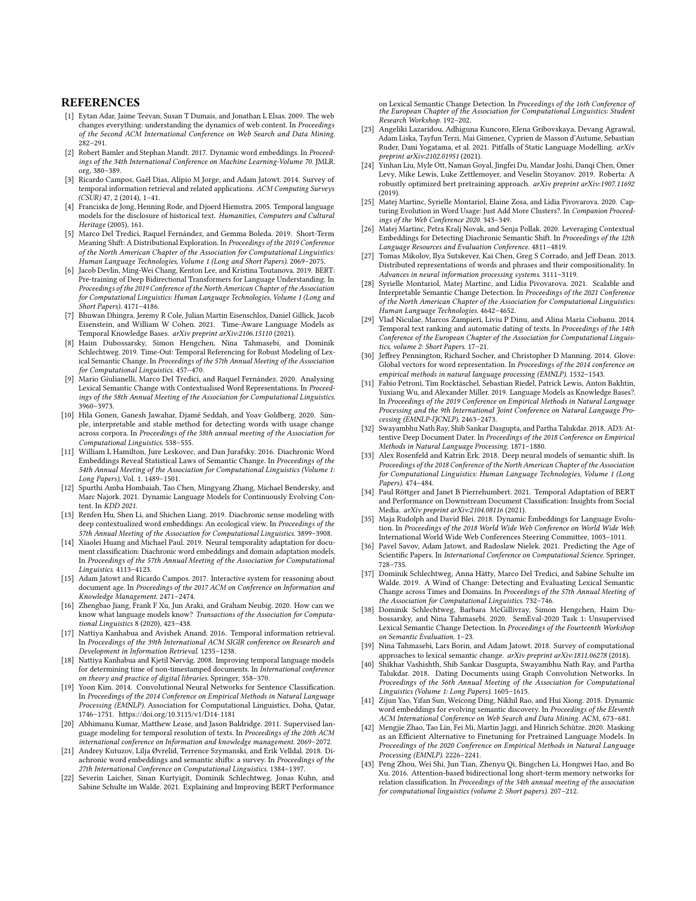## REFERENCES

[1] Eytan Adar, Jaime Teevan, Susan T Dumais, and Jonathan L Elsas. 2009. The web changes everything: understanding the dynamics of web content. In *Proceedings of the Second ACM International Conference on Web Search and Data Mining*. 282–291.

[2] Robert Bamler and Stephan Mandt. 2017. Dynamic word embeddings. In *Proceedings of the 34th International Conference on Machine Learning-Volume 70*. JMLR. org, 380–389.

[3] Ricardo Campos, Gaël Dias, Alípio M Jorge, and Adam Jatowt. 2014. Survey of temporal information retrieval and related applications. *ACM Computing Surveys (CSUR)* 47, 2 (2014), 1–41.

[4] Franciska de Jong, Henning Rode, and Djoerd Hiemstra. 2005. Temporal language models for the disclosure of historical text. *Humanities, Computers and Cultural Heritage* (2005), 161.

[5] Marco Del Tredici, Raquel Fernández, and Gemma Boleda. 2019. Short-Term Meaning Shift: A Distributional Exploration. In *Proceedings of the 2019 Conference of the North American Chapter of the Association for Computational Linguistics: Human Language Technologies, Volume 1 (Long and Short Papers)*. 2069–2075.

[6] Jacob Devlin, Ming-Wei Chang, Kenton Lee, and Kristina Toutanova. 2019. BERT: Pre-training of Deep Bidirectional Transformers for Language Understanding. In *Proceedings of the 2019 Conference of the North American Chapter of the Association for Computational Linguistics: Human Language Technologies, Volume 1 (Long and Short Papers)*. 4171–4186.

[7] Bhuwan Dhingra, Jeremy R Cole, Julian Martin Eisenschlos, Daniel Gillick, Jacob Eisenstein, and William W Cohen. 2021. Time-Aware Language Models as Temporal Knowledge Bases. *arXiv preprint arXiv:2106.15110* (2021).

[8] Haim Dubossarsky, Simon Hengchen, Nina Tahmasebi, and Dominik Schlechtweg. 2019. Time-Out: Temporal Referencing for Robust Modeling of Lexical Semantic Change. In *Proceedings of the 57th Annual Meeting of the Association for Computational Linguistics*. 457–470.

[9] Mario Giulianelli, Marco Del Tredici, and Raquel Fernández. 2020. Analysing Lexical Semantic Change with Contextualised Word Representations. In *Proceedings of the 58th Annual Meeting of the Association for Computational Linguistics*. 3960–3973.

[10] Hila Gonen, Ganesh Jawahar, Djamé Seddah, and Yoav Goldberg. 2020. Simple, interpretable and stable method for detecting words with usage change across corpora. In *Proceedings of the 58th annual meeting of the Association for Computational Linguistics*. 538–555.

[11] William L Hamilton, Jure Leskovec, and Dan Jurafsky. 2016. Diachronic Word Embeddings Reveal Statistical Laws of Semantic Change. In *Proceedings of the 54th Annual Meeting of the Association for Computational Linguistics (Volume 1: Long Papers)*, Vol. 1. 1489–1501.

[12] Spurthi Amba Hombaiah, Tao Chen, Mingyang Zhang, Michael Bendersky, and Marc Najork. 2021. Dynamic Language Models for Continuously Evolving Content. In *KDD 2021*.

[13] Renfen Hu, Shen Li, and Shichen Liang. 2019. Diachronic sense modeling with deep contextualized word embeddings: An ecological view. In *Proceedings of the 57th Annual Meeting of the Association for Computational Linguistics*. 3899–3908.

[14] Xiaolei Huang and Michael Paul. 2019. Neural temporality adaptation for document classification: Diachronic word embeddings and domain adaptation models. In *Proceedings of the 57th Annual Meeting of the Association for Computational Linguistics*. 4113–4123.

[15] Adam Jatowt and Ricardo Campos. 2017. Interactive system for reasoning about document age. In *Proceedings of the 2017 ACM on Conference on Information and Knowledge Management*. 2471–2474.

[16] Zhengbao Jiang, Frank F Xu, Jun Araki, and Graham Neubig. 2020. How can we know what language models know? *Transactions of the Association for Computational Linguistics* 8 (2020), 423–438.

[17] Nattiya Kanhabua and Avishek Anand. 2016. Temporal information retrieval. In *Proceedings of the 39th International ACM SIGIR conference on Research and Development in Information Retrieval*. 1235–1238.

[18] Nattiya Kanhabua and Kjetil Nørvåg. 2008. Improving temporal language models for determining time of non-timestamped documents. In *International conference on theory and practice of digital libraries*. Springer, 358–370.

[19] Yoon Kim. 2014. Convolutional Neural Networks for Sentence Classification. In *Proceedings of the 2014 Conference on Empirical Methods in Natural Language Processing (EMNLP)*. Association for Computational Linguistics, Doha, Qatar, 1746–1751. https://doi.org/10.3115/v1/D14-1181

[20] Abhimanu Kumar, Matthew Lease, and Jason Baldridge. 2011. Supervised language modeling for temporal resolution of texts. In *Proceedings of the 20th ACM international conference on Information and knowledge management*. 2069–2072.

[21] Andrey Kutuzov, Lilja Øvrelid, Terrence Szymanski, and Erik Velldal. 2018. Diachronic word embeddings and semantic shifts: a survey. In *Proceedings of the 27th International Conference on Computational Linguistics*. 1384–1397.

[22] Severin Laicher, Sinan Kurtyigit, Dominik Schlechtweg, Jonas Kuhn, and Sabine Schulte im Walde. 2021. Explaining and Improving BERT Performance on Lexical Semantic Change Detection. In *Proceedings of the 16th Conference of the European Chapter of the Association for Computational Linguistics: Student Research Workshop*. 192–202.

[23] Angeliki Lazaridou, Adhiguna Kuncoro, Elena Gribovskaya, Devang Agrawal, Adam Liska, Tayfun Terzi, Mai Gimenez, Cyprien de Masson d'Autume, Sebastian Ruder, Dani Yogatama, et al. 2021. Pitfalls of Static Language Modelling. *arXiv preprint arXiv:2102.01951* (2021).

[24] Yinhan Liu, Myle Ott, Naman Goyal, Jingfei Du, Mandar Joshi, Danqi Chen, Omer Levy, Mike Lewis, Luke Zettlemoyer, and Veselin Stoyanov. 2019. Roberta: A robustly optimized bert pretraining approach. *arXiv preprint arXiv:1907.11692* (2019).

[25] Matej Martinc, Syrielle Montariol, Elaine Zosa, and Lidia Pivovarova. 2020. Capturing Evolution in Word Usage: Just Add More Clusters?. In *Companion Proceedings of the Web Conference 2020*. 343–349.

[26] Matej Martinc, Petra Kralj Novak, and Senja Pollak. 2020. Leveraging Contextual Embeddings for Detecting Diachronic Semantic Shift. In *Proceedings of the 12th Language Resources and Evaluation Conference*. 4811–4819.

[27] Tomas Mikolov, Ilya Sutskever, Kai Chen, Greg S Corrado, and Jeff Dean. 2013. Distributed representations of words and phrases and their compositionality. In *Advances in neural information processing systems*. 3111–3119.

[28] Syrielle Montariol, Matej Martinc, and Lidia Pivovarova. 2021. Scalable and Interpretable Semantic Change Detection. In *Proceedings of the 2021 Conference of the North American Chapter of the Association for Computational Linguistics: Human Language Technologies*. 4642–4652.

[29] Vlad Niculae, Marcos Zampieri, Liviu P Dinu, and Alina Maria Ciobanu. 2014. Temporal text ranking and automatic dating of texts. In *Proceedings of the 14th Conference of the European Chapter of the Association for Computational Linguistics, volume 2: Short Papers*. 17–21.

[30] Jeffrey Pennington, Richard Socher, and Christopher D Manning. 2014. Glove: Global vectors for word representation. In *Proceedings of the 2014 conference on empirical methods in natural language processing (EMNLP)*. 1532–1543.

[31] Fabio Petroni, Tim Rocktäschel, Sebastian Riedel, Patrick Lewis, Anton Bakhtin, Yuxiang Wu, and Alexander Miller. 2019. Language Models as Knowledge Bases?. In *Proceedings of the 2019 Conference on Empirical Methods in Natural Language Processing and the 9th International Joint Conference on Natural Language Processing (EMNLP-IJCNLP)*. 2463–2473.

[32] Swayambhu Nath Ray, Shib Sankar Dasgupta, and Partha Talukdar. 2018. AD3: Attentive Deep Document Dater. In *Proceedings of the 2018 Conference on Empirical Methods in Natural Language Processing*. 1871–1880.

[33] Alex Rosenfeld and Katrin Erk. 2018. Deep neural models of semantic shift. In *Proceedings of the 2018 Conference of the North American Chapter of the Association for Computational Linguistics: Human Language Technologies, Volume 1 (Long Papers)*. 474–484.

[34] Paul Röttger and Janet B Pierrehumbert. 2021. Temporal Adaptation of BERT and Performance on Downstream Document Classification: Insights from Social Media. *arXiv preprint arXiv:2104.08116* (2021).

[35] Maja Rudolph and David Blei. 2018. Dynamic Embeddings for Language Evolution. In *Proceedings of the 2018 World Wide Web Conference on World Wide Web*. International World Wide Web Conferences Steering Committee, 1003–1011.

[36] Pavel Savov, Adam Jatowt, and Radoslaw Nielek. 2021. Predicting the Age of Scientific Papers. In *International Conference on Computational Science*. Springer, 728–735.

[37] Dominik Schlechtweg, Anna Hätty, Marco Del Tredici, and Sabine Schulte im Walde. 2019. A Wind of Change: Detecting and Evaluating Lexical Semantic Change across Times and Domains. In *Proceedings of the 57th Annual Meeting of the Association for Computational Linguistics*. 732–746.

[38] Dominik Schlechtweg, Barbara McGillivray, Simon Hengchen, Haim Dubossarsky, and Nina Tahmasebi. 2020. SemEval-2020 Task 1: Unsupervised Lexical Semantic Change Detection. In *Proceedings of the Fourteenth Workshop on Semantic Evaluation*. 1–23.

[39] Nina Tahmasebi, Lars Borin, and Adam Jatowt. 2018. Survey of computational approaches to lexical semantic change. *arXiv preprint arXiv:1811.06278* (2018).

[40] Shikhar Vashishth, Shib Sankar Dasgupta, Swayambhu Nath Ray, and Partha Talukdar. 2018. Dating Documents using Graph Convolution Networks. In *Proceedings of the 56th Annual Meeting of the Association for Computational Linguistics (Volume 1: Long Papers)*. 1605–1615.

[41] Zijun Yao, Yifan Sun, Weicong Ding, Nikhil Rao, and Hui Xiong. 2018. Dynamic word embeddings for evolving semantic discovery. In *Proceedings of the Eleventh ACM International Conference on Web Search and Data Mining*. ACM, 673–681.

[42] Mengjie Zhao, Tao Lin, Fei Mi, Martin Jaggi, and Hinrich Schütze. 2020. Masking as an Efficient Alternative to Finetuning for Pretrained Language Models. In *Proceedings of the 2020 Conference on Empirical Methods in Natural Language Processing (EMNLP)*. 2226–2241.

[43] Peng Zhou, Wei Shi, Jun Tian, Zhenyu Qi, Bingchen Li, Hongwei Hao, and Bo Xu. 2016. Attention-based bidirectional long short-term memory networks for relation classification. In *Proceedings of the 54th annual meeting of the association for computational linguistics (volume 2: Short papers)*. 207–212.